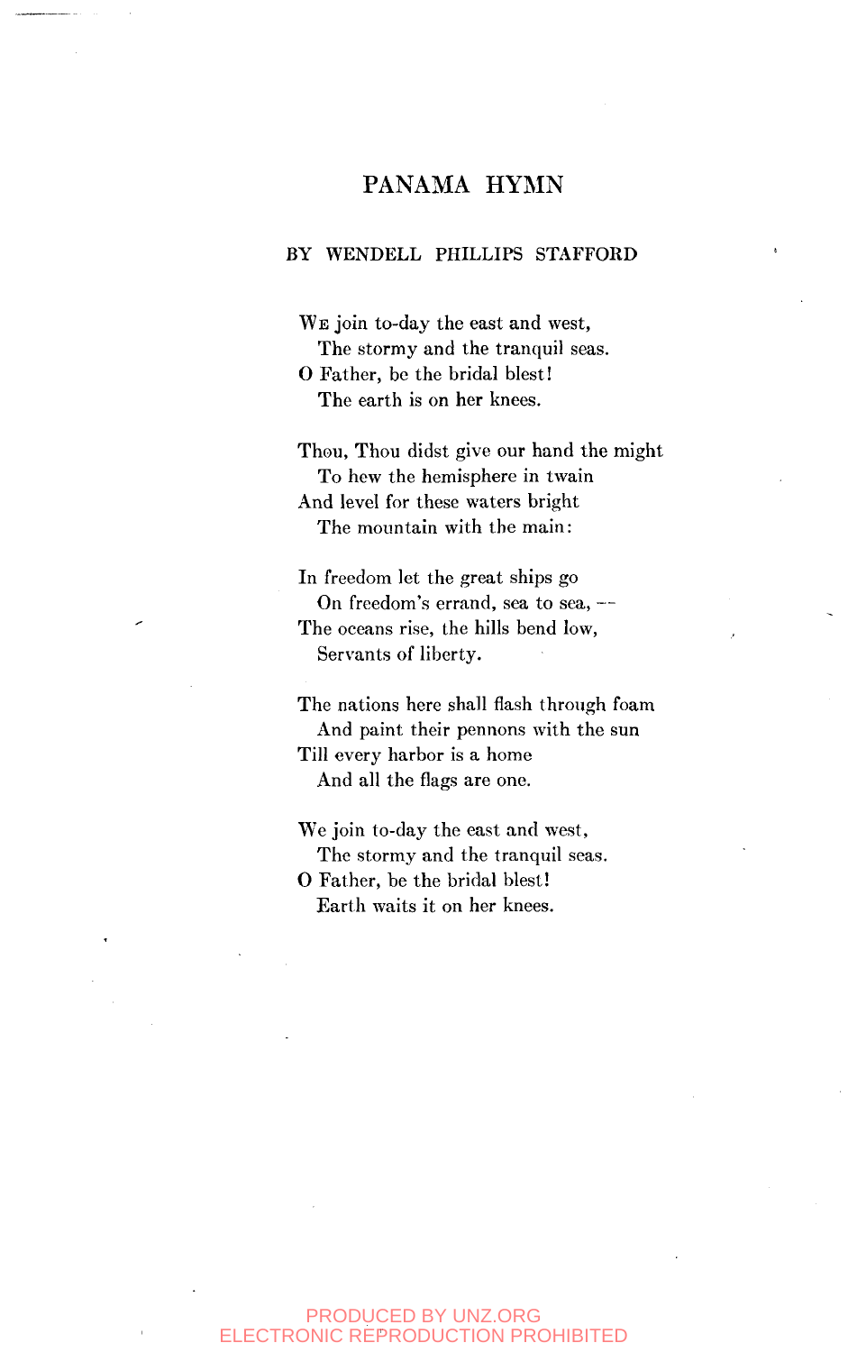# PANAMA HYMN

BY WENDELL PHILLIPS STAFFORD

We join to-day the east and west,
  The stormy and the tranquil seas.
O Father, be the bridal blest!
  The earth is on her knees.

Thou, Thou didst give our hand the might
  To hew the hemisphere in twain
And level for these waters bright
  The mountain with the main:

In freedom let the great ships go
  On freedom's errand, sea to sea, —
The oceans rise, the hills bend low,
  Servants of liberty.

The nations here shall flash through foam
  And paint their pennons with the sun
Till every harbor is a home
  And all the flags are one.

We join to-day the east and west,
  The stormy and the tranquil seas.
O Father, be the bridal blest!
  Earth waits it on her knees.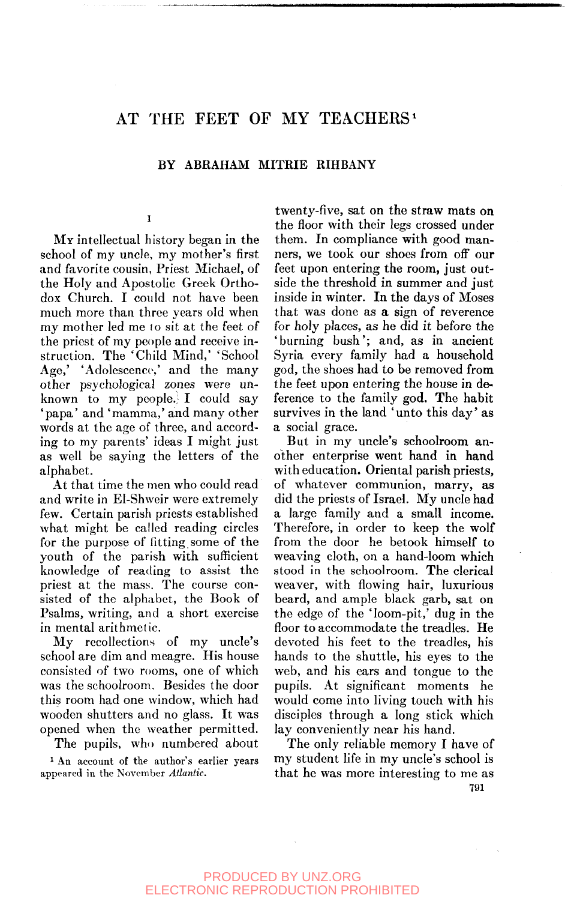# AT THE FEET OF MY TEACHERS[1]

## BY ABRAHAM MITRIE RIHBANY

### I

My intellectual history began in the school of my uncle, my mother's first and favorite cousin, Priest Michael, of the Holy and Apostolic Greek Orthodox Church. I could not have been much more than three years old when my mother led me to sit at the feet of the priest of my people and receive instruction. The 'Child Mind,' 'School Age,' 'Adolescence,' and the many other psychological zones were unknown to my people. I could say 'papa' and 'mamma,' and many other words at the age of three, and according to my parents' ideas I might just as well be saying the letters of the alphabet.

At that time the men who could read and write in El-Shweir were extremely few. Certain parish priests established what might be called reading circles for the purpose of fitting some of the youth of the parish with sufficient knowledge of reading to assist the priest at the mass. The course consisted of the alphabet, the Book of Psalms, writing, and a short exercise in mental arithmetic.

My recollections of my uncle's school are dim and meagre. His house consisted of two rooms, one of which was the schoolroom. Besides the door this room had one window, which had wooden shutters and no glass. It was opened when the weather permitted.

The pupils, who numbered about twenty-five, sat on the straw mats on the floor with their legs crossed under them. In compliance with good manners, we took our shoes from off our feet upon entering the room, just outside the threshold in summer and just inside in winter. In the days of Moses that was done as a sign of reverence for holy places, as he did it before the 'burning bush'; and, as in ancient Syria every family had a household god, the shoes had to be removed from the feet upon entering the house in deference to the family god. The habit survives in the land 'unto this day' as a social grace.

But in my uncle's schoolroom another enterprise went hand in hand with education. Oriental parish priests, of whatever communion, marry, as did the priests of Israel. My uncle had a large family and a small income. Therefore, in order to keep the wolf from the door he betook himself to weaving cloth, on a hand-loom which stood in the schoolroom. The clerical weaver, with flowing hair, luxurious beard, and ample black garb, sat on the edge of the 'loom-pit,' dug in the floor to accommodate the treadles. He devoted his feet to the treadles, his hands to the shuttle, his eyes to the web, and his ears and tongue to the pupils. At significant moments he would come into living touch with his disciples through a long stick which lay conveniently near his hand.

The only reliable memory I have of my student life in my uncle's school is that he was more interesting to me as

[1] An account of the author's earlier years appeared in the November *Atlantic*.